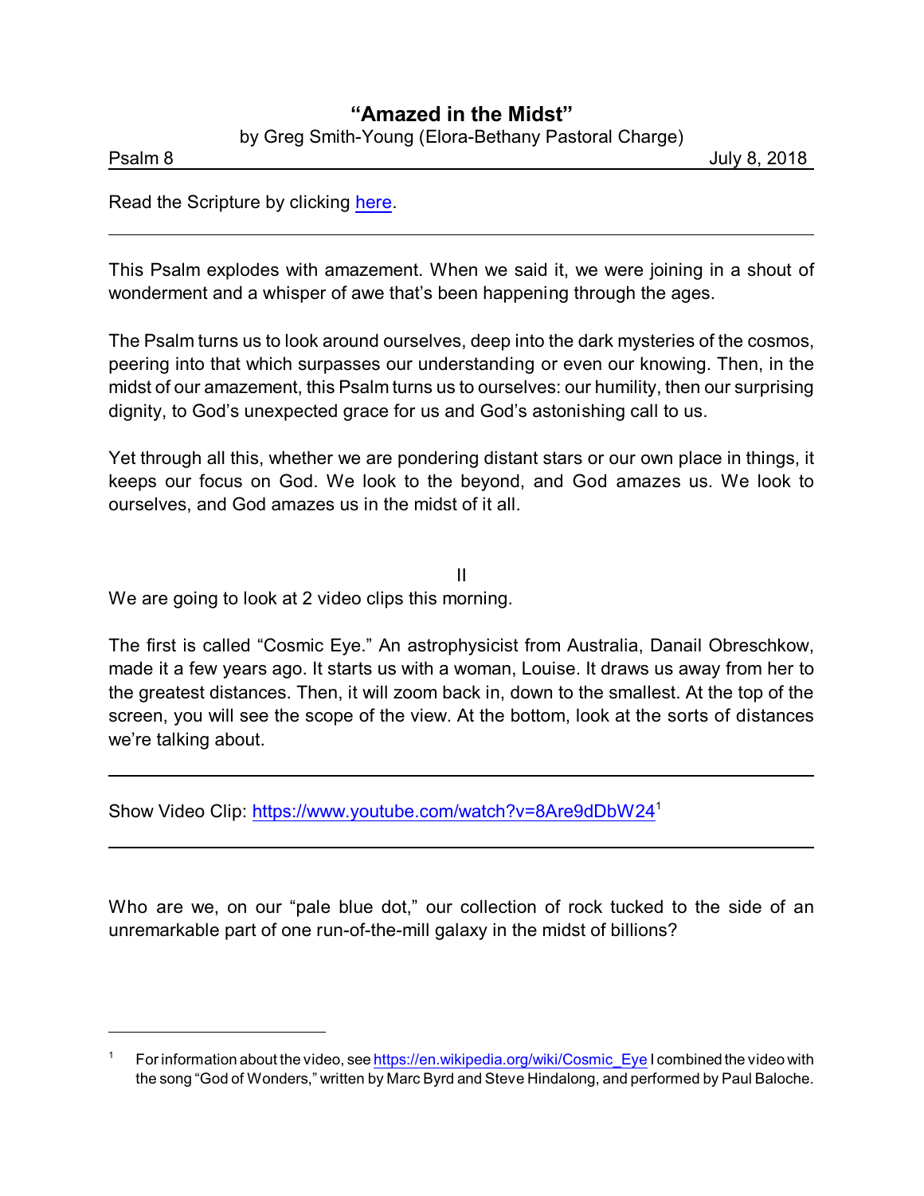# "Amazed in the Midst"

by Greg Smith-Young (Elora-Bethany Pastoral Charge)

Psalm 8 July 8, 2018

Read the Scripture by clicking here.

---

This Psalm explodes with amazement. When we said it, we were joining in a shout of wonderment and a whisper of awe that's been happening through the ages.

The Psalm turns us to look around ourselves, deep into the dark mysteries of the cosmos, peering into that which surpasses our understanding or even our knowing. Then, in the midst of our amazement, this Psalm turns us to ourselves: our humility, then our surprising dignity, to God's unexpected grace for us and God's astonishing call to us.

Yet through all this, whether we are pondering distant stars or our own place in things, it keeps our focus on God. We look to the beyond, and God amazes us. We look to ourselves, and God amazes us in the midst of it all.

II

We are going to look at 2 video clips this morning.

The first is called "Cosmic Eye." An astrophysicist from Australia, Danail Obreschkow, made it a few years ago. It starts us with a woman, Louise. It draws us away from her to the greatest distances. Then, it will zoom back in, down to the smallest. At the top of the screen, you will see the scope of the view. At the bottom, look at the sorts of distances we're talking about.

---

Show Video Clip: https://www.youtube.com/watch?v=8Are9dDbW24[1]

---

Who are we, on our "pale blue dot," our collection of rock tucked to the side of an unremarkable part of one run-of-the-mill galaxy in the midst of billions?

---

[1] For information about the video, see https://en.wikipedia.org/wiki/Cosmic_Eye I combined the video with the song "God of Wonders," written by Marc Byrd and Steve Hindalong, and performed by Paul Baloche.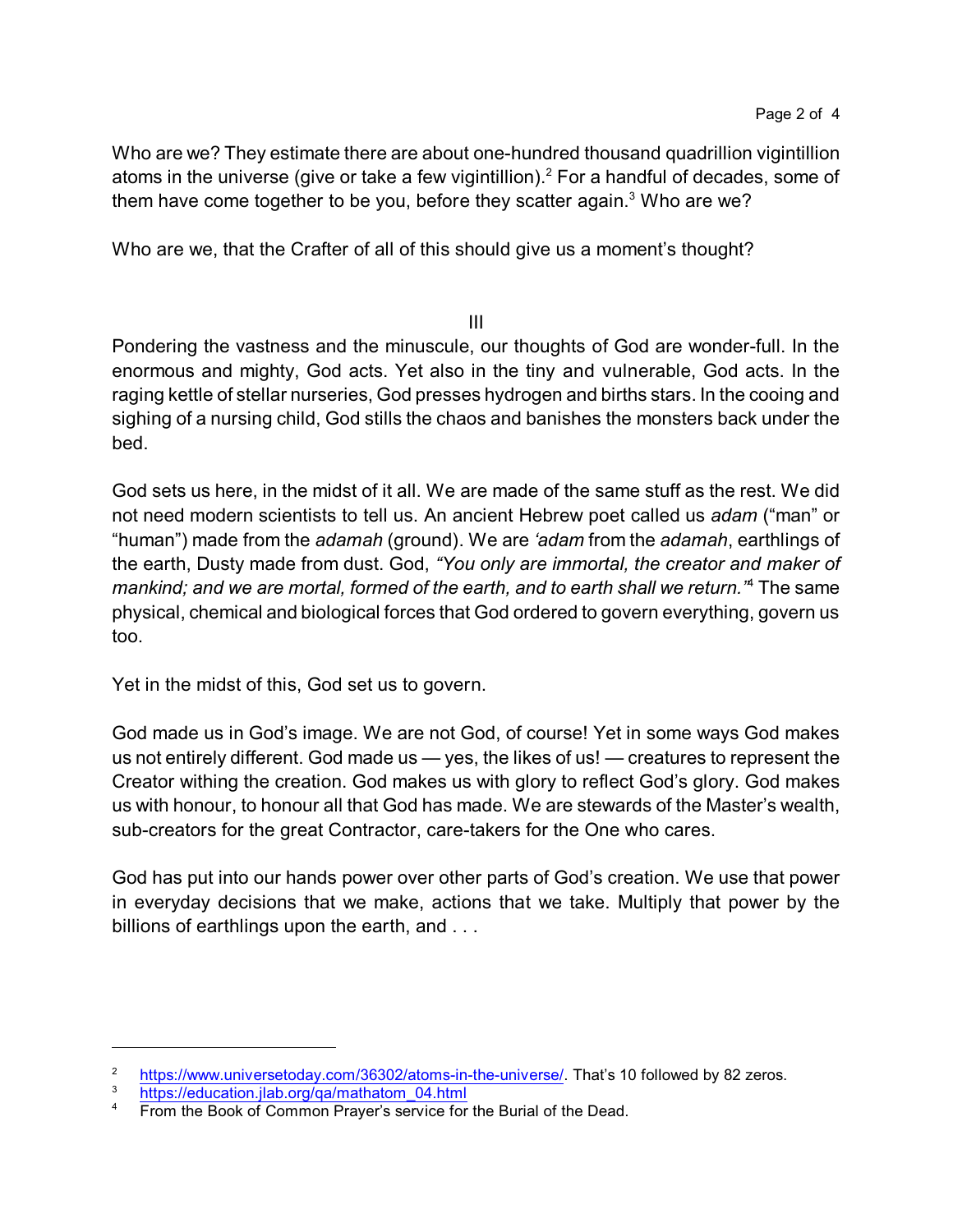Who are we? They estimate there are about one-hundred thousand quadrillion vigintillion atoms in the universe (give or take a few vigintillion).[2] For a handful of decades, some of them have come together to be you, before they scatter again.[3] Who are we?

Who are we, that the Crafter of all of this should give us a moment's thought?

III

Pondering the vastness and the minuscule, our thoughts of God are wonder-full. In the enormous and mighty, God acts. Yet also in the tiny and vulnerable, God acts. In the raging kettle of stellar nurseries, God presses hydrogen and births stars. In the cooing and sighing of a nursing child, God stills the chaos and banishes the monsters back under the bed.

God sets us here, in the midst of it all. We are made of the same stuff as the rest. We did not need modern scientists to tell us. An ancient Hebrew poet called us *adam* ("man" or "human") made from the *adamah* (ground). We are *'adam* from the *adamah*, earthlings of the earth, Dusty made from dust. God, *"You only are immortal, the creator and maker of mankind; and we are mortal, formed of the earth, and to earth shall we return."*[4] The same physical, chemical and biological forces that God ordered to govern everything, govern us too.

Yet in the midst of this, God set us to govern.

God made us in God's image. We are not God, of course! Yet in some ways God makes us not entirely different. God made us — yes, the likes of us! — creatures to represent the Creator withing the creation. God makes us with glory to reflect God's glory. God makes us with honour, to honour all that God has made. We are stewards of the Master's wealth, sub-creators for the great Contractor, care-takers for the One who cares.

God has put into our hands power over other parts of God's creation. We use that power in everyday decisions that we make, actions that we take. Multiply that power by the billions of earthlings upon the earth, and . . .

---

[2] https://www.universetoday.com/36302/atoms-in-the-universe/. That's 10 followed by 82 zeros.

[3] https://education.jlab.org/qa/mathatom_04.html

[4] From the Book of Common Prayer's service for the Burial of the Dead.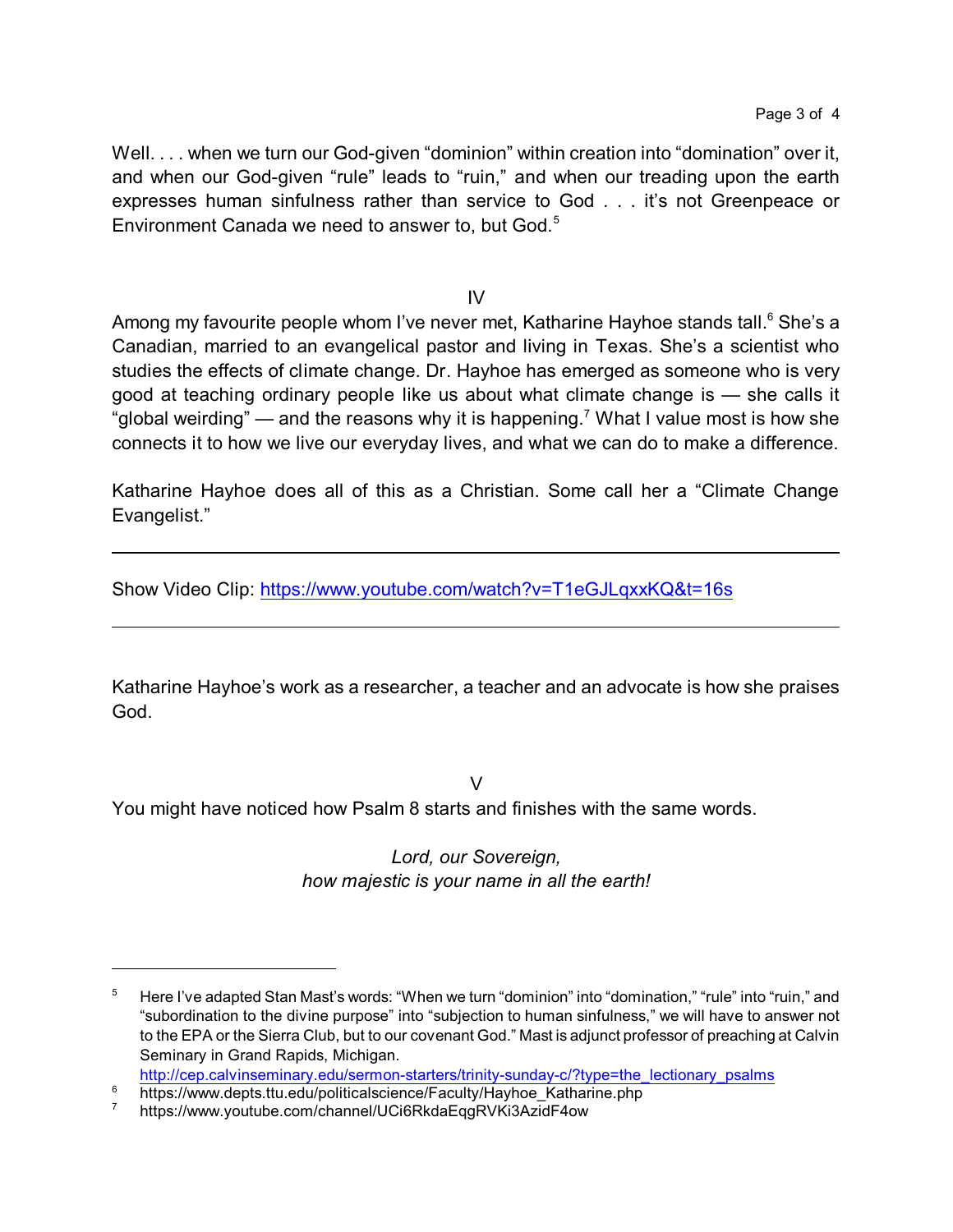Well. . . . when we turn our God-given “dominion” within creation into “domination” over it, and when our God-given “rule” leads to “ruin,” and when our treading upon the earth expresses human sinfulness rather than service to God . . . it’s not Greenpeace or Environment Canada we need to answer to, but God.[5]

IV

Among my favourite people whom I’ve never met, Katharine Hayhoe stands tall.[6] She’s a Canadian, married to an evangelical pastor and living in Texas. She’s a scientist who studies the effects of climate change. Dr. Hayhoe has emerged as someone who is very good at teaching ordinary people like us about what climate change is — she calls it “global weirding” — and the reasons why it is happening.[7] What I value most is how she connects it to how we live our everyday lives, and what we can do to make a difference.

Katharine Hayhoe does all of this as a Christian. Some call her a “Climate Change Evangelist.”

---

Show Video Clip: https://www.youtube.com/watch?v=T1eGJLqxxKQ&t=16s

---

Katharine Hayhoe’s work as a researcher, a teacher and an advocate is how she praises God.

V

You might have noticed how Psalm 8 starts and finishes with the same words.

*Lord, our Sovereign,*
*how majestic is your name in all the earth!*

---

[5] Here I’ve adapted Stan Mast’s words: “When we turn “dominion” into “domination,” “rule” into “ruin,” and “subordination to the divine purpose” into “subjection to human sinfulness,” we will have to answer not to the EPA or the Sierra Club, but to our covenant God.” Mast is adjunct professor of preaching at Calvin Seminary in Grand Rapids, Michigan. http://cep.calvinseminary.edu/sermon-starters/trinity-sunday-c/?type=the_lectionary_psalms

[6] https://www.depts.ttu.edu/politicalscience/Faculty/Hayhoe_Katharine.php

[7] https://www.youtube.com/channel/UCi6RkdaEqgRVKi3AzidF4ow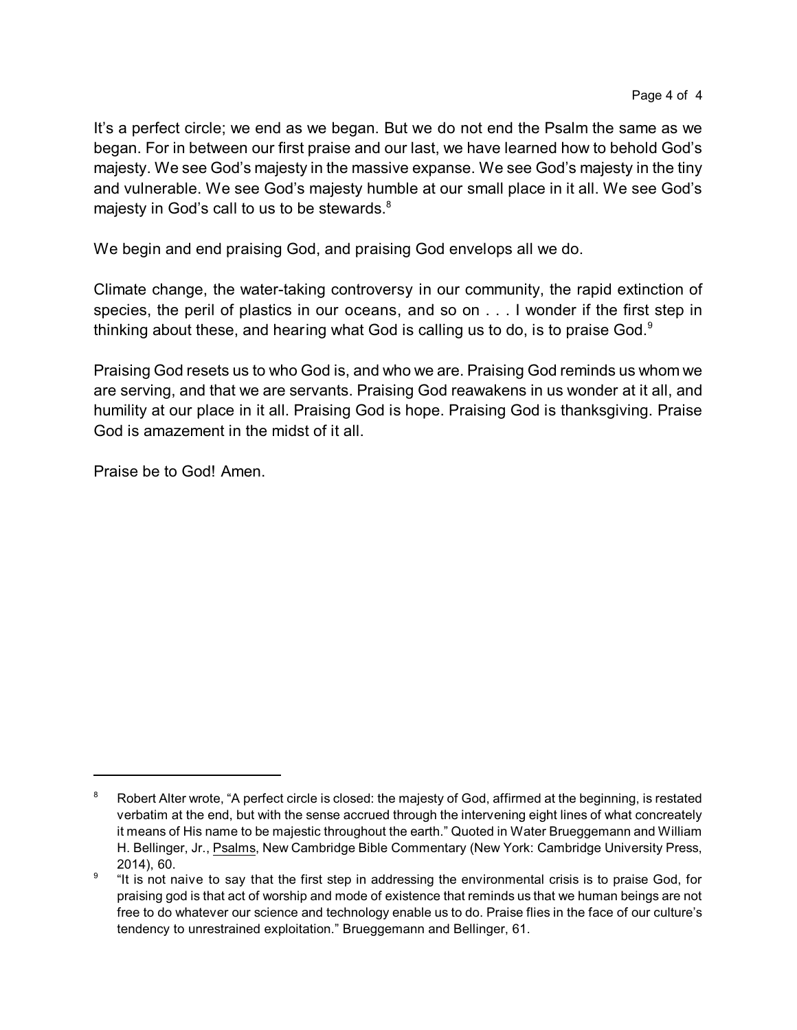It's a perfect circle; we end as we began. But we do not end the Psalm the same as we began. For in between our first praise and our last, we have learned how to behold God's majesty. We see God's majesty in the massive expanse. We see God's majesty in the tiny and vulnerable. We see God's majesty humble at our small place in it all. We see God's majesty in God's call to us to be stewards.[8]

We begin and end praising God, and praising God envelops all we do.

Climate change, the water-taking controversy in our community, the rapid extinction of species, the peril of plastics in our oceans, and so on . . . I wonder if the first step in thinking about these, and hearing what God is calling us to do, is to praise God.[9]

Praising God resets us to who God is, and who we are. Praising God reminds us whom we are serving, and that we are servants. Praising God reawakens in us wonder at it all, and humility at our place in it all. Praising God is hope. Praising God is thanksgiving. Praise God is amazement in the midst of it all.

Praise be to God! Amen.

---

[8] Robert Alter wrote, "A perfect circle is closed: the majesty of God, affirmed at the beginning, is restated verbatim at the end, but with the sense accrued through the intervening eight lines of what concreately it means of His name to be majestic throughout the earth." Quoted in Water Brueggemann and William H. Bellinger, Jr., Psalms, New Cambridge Bible Commentary (New York: Cambridge University Press, 2014), 60.

[9] "It is not naive to say that the first step in addressing the environmental crisis is to praise God, for praising god is that act of worship and mode of existence that reminds us that we human beings are not free to do whatever our science and technology enable us to do. Praise flies in the face of our culture's tendency to unrestrained exploitation." Brueggemann and Bellinger, 61.